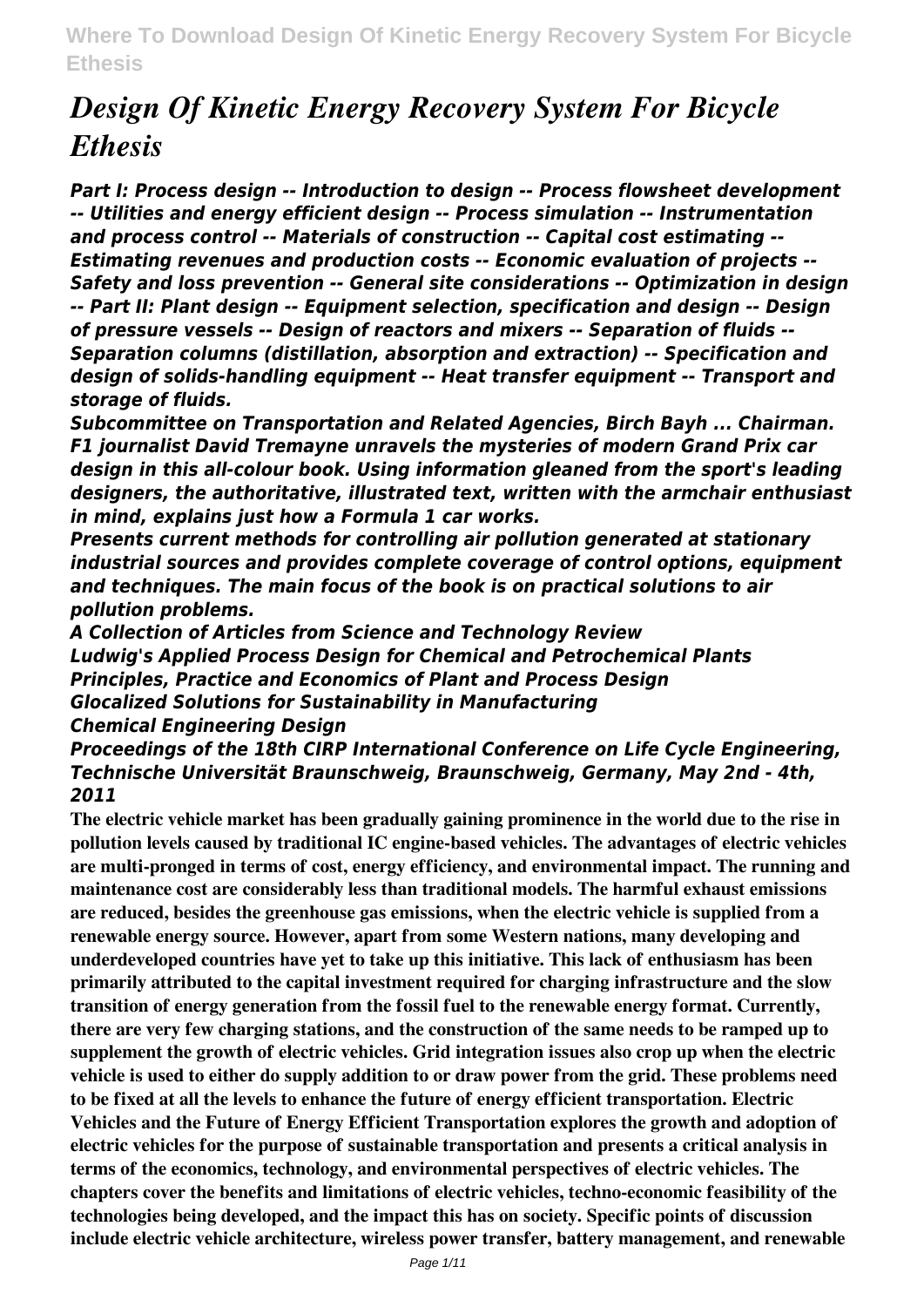# *Design Of Kinetic Energy Recovery System For Bicycle Ethesis*

***Part I: Process design -- Introduction to design -- Process flowsheet development -- Utilities and energy efficient design -- Process simulation -- Instrumentation and process control -- Materials of construction -- Capital cost estimating -- Estimating revenues and production costs -- Economic evaluation of projects -- Safety and loss prevention -- General site considerations -- Optimization in design -- Part II: Plant design -- Equipment selection, specification and design -- Design of pressure vessels -- Design of reactors and mixers -- Separation of fluids -- Separation columns (distillation, absorption and extraction) -- Specification and design of solids-handling equipment -- Heat transfer equipment -- Transport and storage of fluids.***

***Subcommittee on Transportation and Related Agencies, Birch Bayh ... Chairman.***

***F1 journalist David Tremayne unravels the mysteries of modern Grand Prix car design in this all-colour book. Using information gleaned from the sport's leading designers, the authoritative, illustrated text, written with the armchair enthusiast in mind, explains just how a Formula 1 car works.***

***Presents current methods for controlling air pollution generated at stationary industrial sources and provides complete coverage of control options, equipment and techniques. The main focus of the book is on practical solutions to air pollution problems.***

***A Collection of Articles from Science and Technology Review***

***Ludwig's Applied Process Design for Chemical and Petrochemical Plants***

***Principles, Practice and Economics of Plant and Process Design***

***Glocalized Solutions for Sustainability in Manufacturing***

***Chemical Engineering Design***

***Proceedings of the 18th CIRP International Conference on Life Cycle Engineering, Technische Universität Braunschweig, Braunschweig, Germany, May 2nd - 4th, 2011***

**The electric vehicle market has been gradually gaining prominence in the world due to the rise in pollution levels caused by traditional IC engine-based vehicles. The advantages of electric vehicles are multi-pronged in terms of cost, energy efficiency, and environmental impact. The running and maintenance cost are considerably less than traditional models. The harmful exhaust emissions are reduced, besides the greenhouse gas emissions, when the electric vehicle is supplied from a renewable energy source. However, apart from some Western nations, many developing and underdeveloped countries have yet to take up this initiative. This lack of enthusiasm has been primarily attributed to the capital investment required for charging infrastructure and the slow transition of energy generation from the fossil fuel to the renewable energy format. Currently, there are very few charging stations, and the construction of the same needs to be ramped up to supplement the growth of electric vehicles. Grid integration issues also crop up when the electric vehicle is used to either do supply addition to or draw power from the grid. These problems need to be fixed at all the levels to enhance the future of energy efficient transportation. Electric Vehicles and the Future of Energy Efficient Transportation explores the growth and adoption of electric vehicles for the purpose of sustainable transportation and presents a critical analysis in terms of the economics, technology, and environmental perspectives of electric vehicles. The chapters cover the benefits and limitations of electric vehicles, techno-economic feasibility of the technologies being developed, and the impact this has on society. Specific points of discussion include electric vehicle architecture, wireless power transfer, battery management, and renewable**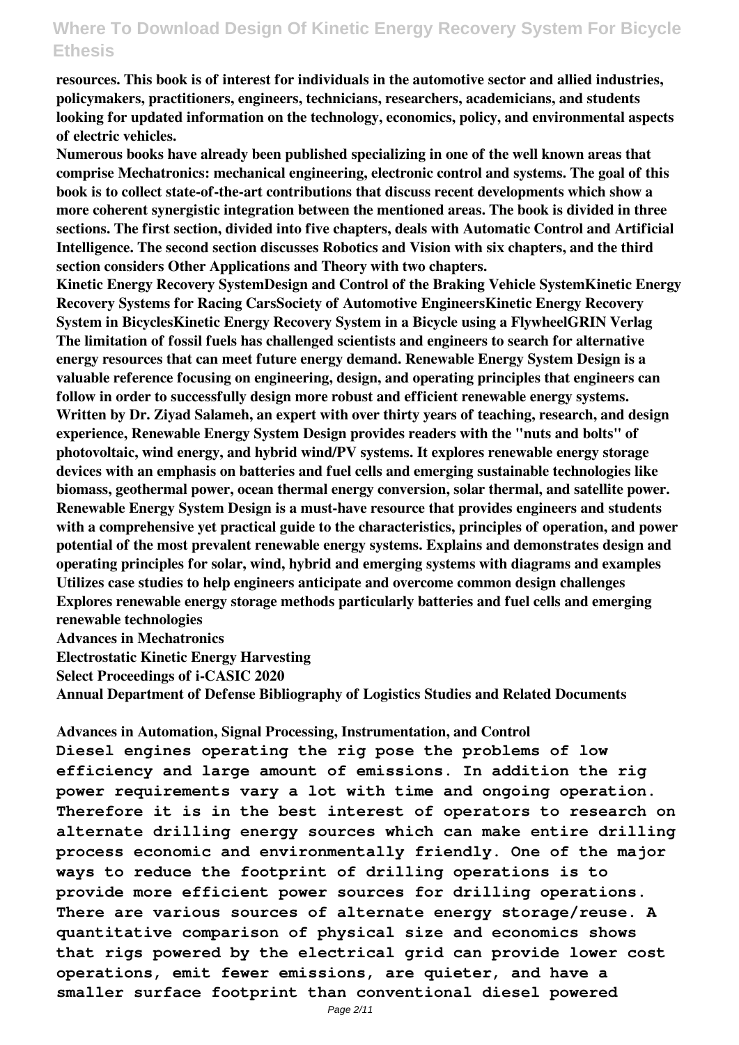**resources. This book is of interest for individuals in the automotive sector and allied industries, policymakers, practitioners, engineers, technicians, researchers, academicians, and students looking for updated information on the technology, economics, policy, and environmental aspects of electric vehicles.**

**Numerous books have already been published specializing in one of the well known areas that comprise Mechatronics: mechanical engineering, electronic control and systems. The goal of this book is to collect state-of-the-art contributions that discuss recent developments which show a more coherent synergistic integration between the mentioned areas. The book is divided in three sections. The first section, divided into five chapters, deals with Automatic Control and Artificial Intelligence. The second section discusses Robotics and Vision with six chapters, and the third section considers Other Applications and Theory with two chapters.**

**Kinetic Energy Recovery SystemDesign and Control of the Braking Vehicle SystemKinetic Energy Recovery Systems for Racing CarsSociety of Automotive EngineersKinetic Energy Recovery System in BicyclesKinetic Energy Recovery System in a Bicycle using a FlywheelGRIN Verlag**

**The limitation of fossil fuels has challenged scientists and engineers to search for alternative energy resources that can meet future energy demand. Renewable Energy System Design is a valuable reference focusing on engineering, design, and operating principles that engineers can follow in order to successfully design more robust and efficient renewable energy systems. Written by Dr. Ziyad Salameh, an expert with over thirty years of teaching, research, and design experience, Renewable Energy System Design provides readers with the "nuts and bolts" of photovoltaic, wind energy, and hybrid wind/PV systems. It explores renewable energy storage devices with an emphasis on batteries and fuel cells and emerging sustainable technologies like biomass, geothermal power, ocean thermal energy conversion, solar thermal, and satellite power. Renewable Energy System Design is a must-have resource that provides engineers and students with a comprehensive yet practical guide to the characteristics, principles of operation, and power potential of the most prevalent renewable energy systems. Explains and demonstrates design and operating principles for solar, wind, hybrid and emerging systems with diagrams and examples Utilizes case studies to help engineers anticipate and overcome common design challenges Explores renewable energy storage methods particularly batteries and fuel cells and emerging renewable technologies**

**Advances in Mechatronics**

**Electrostatic Kinetic Energy Harvesting**

**Select Proceedings of i-CASIC 2020**

**Annual Department of Defense Bibliography of Logistics Studies and Related Documents**

**Advances in Automation, Signal Processing, Instrumentation, and Control**

**Diesel engines operating the rig pose the problems of low efficiency and large amount of emissions. In addition the rig power requirements vary a lot with time and ongoing operation. Therefore it is in the best interest of operators to research on alternate drilling energy sources which can make entire drilling process economic and environmentally friendly. One of the major ways to reduce the footprint of drilling operations is to provide more efficient power sources for drilling operations. There are various sources of alternate energy storage/reuse. A quantitative comparison of physical size and economics shows that rigs powered by the electrical grid can provide lower cost operations, emit fewer emissions, are quieter, and have a smaller surface footprint than conventional diesel powered**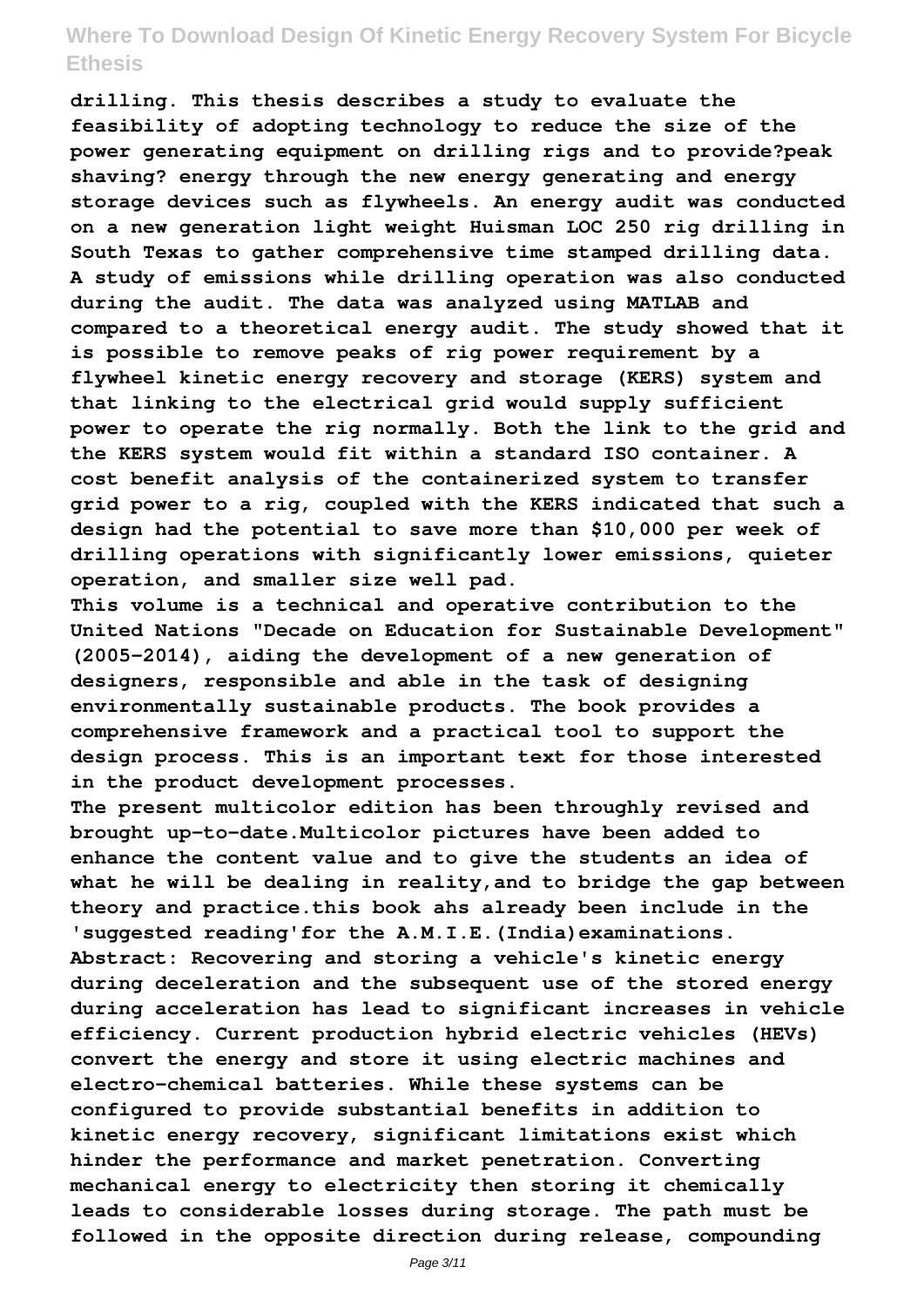**drilling. This thesis describes a study to evaluate the feasibility of adopting technology to reduce the size of the power generating equipment on drilling rigs and to provide?peak shaving? energy through the new energy generating and energy storage devices such as flywheels. An energy audit was conducted on a new generation light weight Huisman LOC 250 rig drilling in South Texas to gather comprehensive time stamped drilling data. A study of emissions while drilling operation was also conducted during the audit. The data was analyzed using MATLAB and compared to a theoretical energy audit. The study showed that it is possible to remove peaks of rig power requirement by a flywheel kinetic energy recovery and storage (KERS) system and that linking to the electrical grid would supply sufficient power to operate the rig normally. Both the link to the grid and the KERS system would fit within a standard ISO container. A cost benefit analysis of the containerized system to transfer grid power to a rig, coupled with the KERS indicated that such a design had the potential to save more than $10,000 per week of drilling operations with significantly lower emissions, quieter operation, and smaller size well pad.**

**This volume is a technical and operative contribution to the United Nations "Decade on Education for Sustainable Development" (2005-2014), aiding the development of a new generation of designers, responsible and able in the task of designing environmentally sustainable products. The book provides a comprehensive framework and a practical tool to support the design process. This is an important text for those interested in the product development processes.**

**The present multicolor edition has been throughly revised and brought up-to-date.Multicolor pictures have been added to enhance the content value and to give the students an idea of what he will be dealing in reality,and to bridge the gap between theory and practice.this book ahs already been include in the 'suggested reading'for the A.M.I.E.(India)examinations.**

**Abstract: Recovering and storing a vehicle's kinetic energy during deceleration and the subsequent use of the stored energy during acceleration has lead to significant increases in vehicle efficiency. Current production hybrid electric vehicles (HEVs) convert the energy and store it using electric machines and electro-chemical batteries. While these systems can be configured to provide substantial benefits in addition to kinetic energy recovery, significant limitations exist which hinder the performance and market penetration. Converting mechanical energy to electricity then storing it chemically leads to considerable losses during storage. The path must be followed in the opposite direction during release, compounding**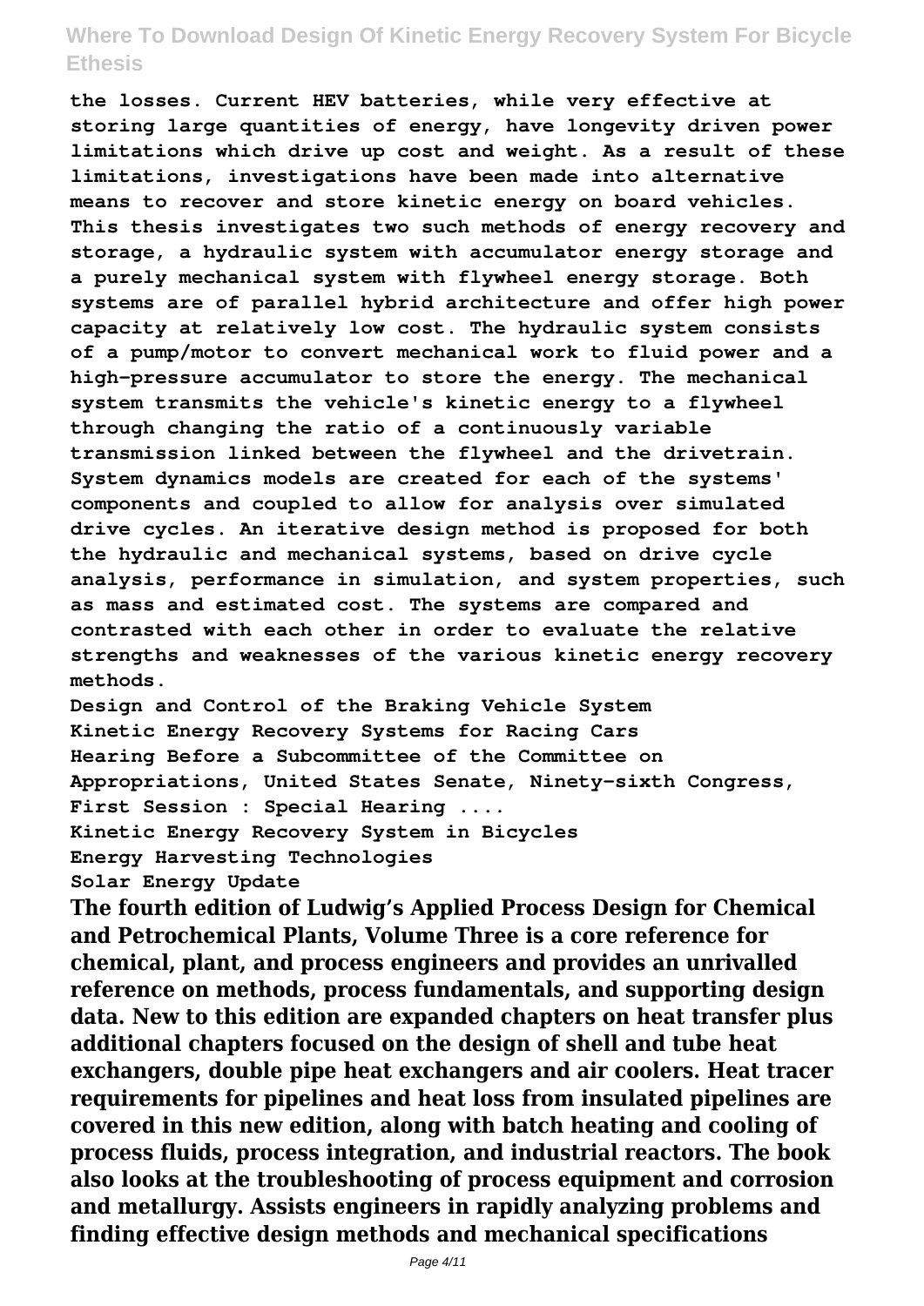**the losses. Current HEV batteries, while very effective at storing large quantities of energy, have longevity driven power limitations which drive up cost and weight. As a result of these limitations, investigations have been made into alternative means to recover and store kinetic energy on board vehicles. This thesis investigates two such methods of energy recovery and storage, a hydraulic system with accumulator energy storage and a purely mechanical system with flywheel energy storage. Both systems are of parallel hybrid architecture and offer high power capacity at relatively low cost. The hydraulic system consists of a pump/motor to convert mechanical work to fluid power and a high-pressure accumulator to store the energy. The mechanical system transmits the vehicle's kinetic energy to a flywheel through changing the ratio of a continuously variable transmission linked between the flywheel and the drivetrain. System dynamics models are created for each of the systems' components and coupled to allow for analysis over simulated drive cycles. An iterative design method is proposed for both the hydraulic and mechanical systems, based on drive cycle analysis, performance in simulation, and system properties, such as mass and estimated cost. The systems are compared and contrasted with each other in order to evaluate the relative strengths and weaknesses of the various kinetic energy recovery methods.**

**Design and Control of the Braking Vehicle System**
**Kinetic Energy Recovery Systems for Racing Cars**
**Hearing Before a Subcommittee of the Committee on Appropriations, United States Senate, Ninety-sixth Congress, First Session : Special Hearing ....**
**Kinetic Energy Recovery System in Bicycles**
**Energy Harvesting Technologies**
**Solar Energy Update**

**The fourth edition of Ludwig's Applied Process Design for Chemical and Petrochemical Plants, Volume Three is a core reference for chemical, plant, and process engineers and provides an unrivalled reference on methods, process fundamentals, and supporting design data. New to this edition are expanded chapters on heat transfer plus additional chapters focused on the design of shell and tube heat exchangers, double pipe heat exchangers and air coolers. Heat tracer requirements for pipelines and heat loss from insulated pipelines are covered in this new edition, along with batch heating and cooling of process fluids, process integration, and industrial reactors. The book also looks at the troubleshooting of process equipment and corrosion and metallurgy. Assists engineers in rapidly analyzing problems and finding effective design methods and mechanical specifications**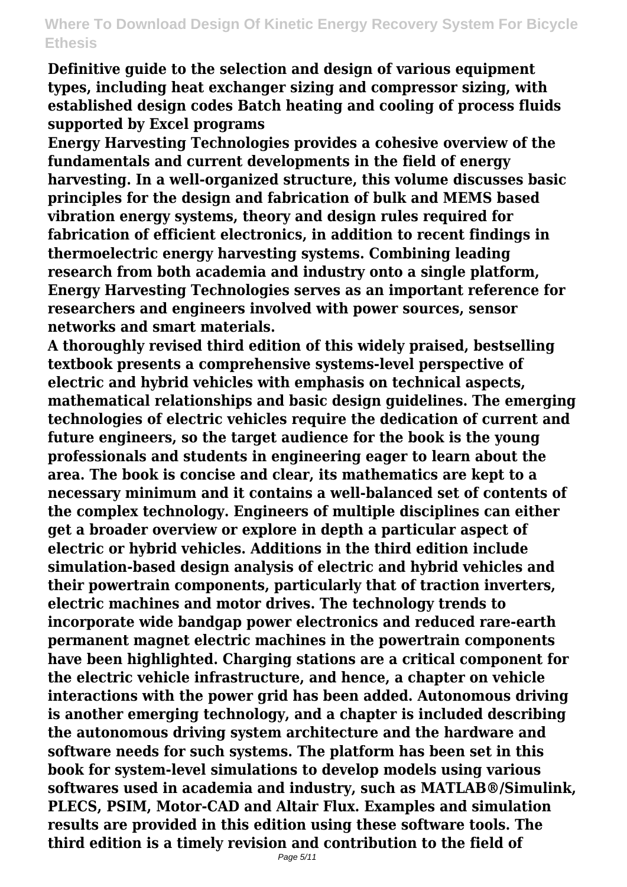**Definitive guide to the selection and design of various equipment types, including heat exchanger sizing and compressor sizing, with established design codes Batch heating and cooling of process fluids supported by Excel programs**

**Energy Harvesting Technologies provides a cohesive overview of the fundamentals and current developments in the field of energy harvesting. In a well-organized structure, this volume discusses basic principles for the design and fabrication of bulk and MEMS based vibration energy systems, theory and design rules required for fabrication of efficient electronics, in addition to recent findings in thermoelectric energy harvesting systems. Combining leading research from both academia and industry onto a single platform, Energy Harvesting Technologies serves as an important reference for researchers and engineers involved with power sources, sensor networks and smart materials.**

**A thoroughly revised third edition of this widely praised, bestselling textbook presents a comprehensive systems-level perspective of electric and hybrid vehicles with emphasis on technical aspects, mathematical relationships and basic design guidelines. The emerging technologies of electric vehicles require the dedication of current and future engineers, so the target audience for the book is the young professionals and students in engineering eager to learn about the area. The book is concise and clear, its mathematics are kept to a necessary minimum and it contains a well-balanced set of contents of the complex technology. Engineers of multiple disciplines can either get a broader overview or explore in depth a particular aspect of electric or hybrid vehicles. Additions in the third edition include simulation-based design analysis of electric and hybrid vehicles and their powertrain components, particularly that of traction inverters, electric machines and motor drives. The technology trends to incorporate wide bandgap power electronics and reduced rare-earth permanent magnet electric machines in the powertrain components have been highlighted. Charging stations are a critical component for the electric vehicle infrastructure, and hence, a chapter on vehicle interactions with the power grid has been added. Autonomous driving is another emerging technology, and a chapter is included describing the autonomous driving system architecture and the hardware and software needs for such systems. The platform has been set in this book for system-level simulations to develop models using various softwares used in academia and industry, such as MATLAB®/Simulink, PLECS, PSIM, Motor-CAD and Altair Flux. Examples and simulation results are provided in this edition using these software tools. The third edition is a timely revision and contribution to the field of**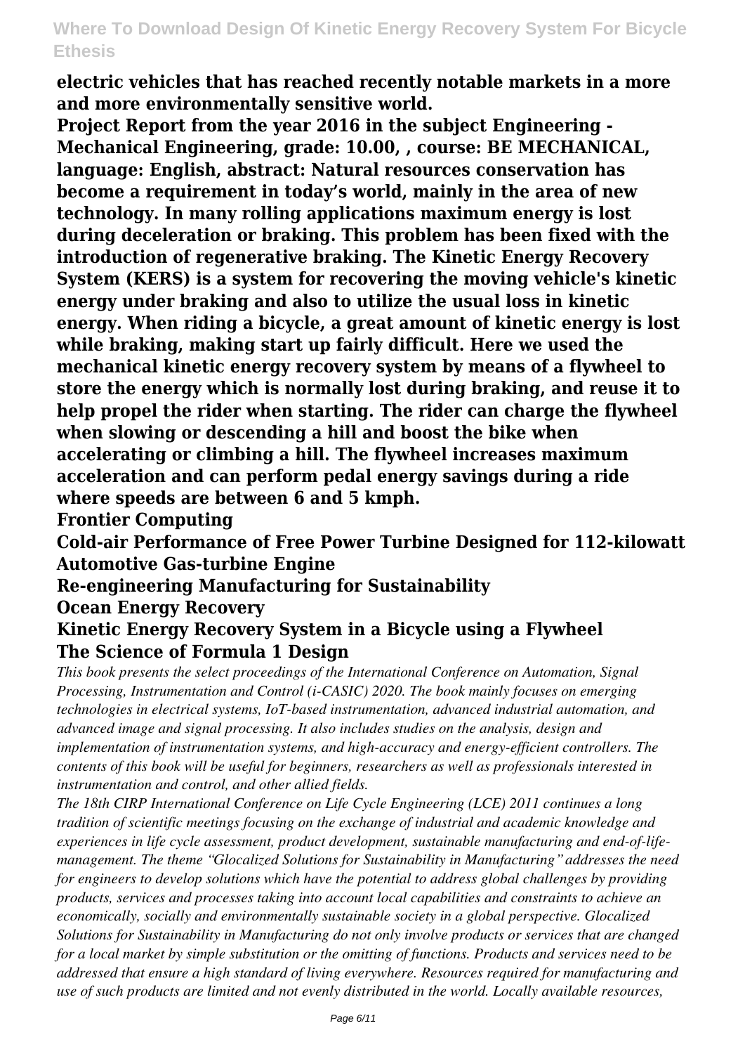**electric vehicles that has reached recently notable markets in a more and more environmentally sensitive world.**

**Project Report from the year 2016 in the subject Engineering - Mechanical Engineering, grade: 10.00, , course: BE MECHANICAL, language: English, abstract: Natural resources conservation has become a requirement in today's world, mainly in the area of new technology. In many rolling applications maximum energy is lost during deceleration or braking. This problem has been fixed with the introduction of regenerative braking. The Kinetic Energy Recovery System (KERS) is a system for recovering the moving vehicle's kinetic energy under braking and also to utilize the usual loss in kinetic energy. When riding a bicycle, a great amount of kinetic energy is lost while braking, making start up fairly difficult. Here we used the mechanical kinetic energy recovery system by means of a flywheel to store the energy which is normally lost during braking, and reuse it to help propel the rider when starting. The rider can charge the flywheel when slowing or descending a hill and boost the bike when accelerating or climbing a hill. The flywheel increases maximum acceleration and can perform pedal energy savings during a ride where speeds are between 6 and 5 kmph.**

**Frontier Computing**

**Cold-air Performance of Free Power Turbine Designed for 112-kilowatt Automotive Gas-turbine Engine**

**Re-engineering Manufacturing for Sustainability**

**Ocean Energy Recovery**

**Kinetic Energy Recovery System in a Bicycle using a Flywheel**

**The Science of Formula 1 Design**

*This book presents the select proceedings of the International Conference on Automation, Signal Processing, Instrumentation and Control (i-CASIC) 2020. The book mainly focuses on emerging technologies in electrical systems, IoT-based instrumentation, advanced industrial automation, and advanced image and signal processing. It also includes studies on the analysis, design and implementation of instrumentation systems, and high-accuracy and energy-efficient controllers. The contents of this book will be useful for beginners, researchers as well as professionals interested in instrumentation and control, and other allied fields.*

*The 18th CIRP International Conference on Life Cycle Engineering (LCE) 2011 continues a long tradition of scientific meetings focusing on the exchange of industrial and academic knowledge and experiences in life cycle assessment, product development, sustainable manufacturing and end-of-life-management. The theme "Glocalized Solutions for Sustainability in Manufacturing" addresses the need for engineers to develop solutions which have the potential to address global challenges by providing products, services and processes taking into account local capabilities and constraints to achieve an economically, socially and environmentally sustainable society in a global perspective. Glocalized Solutions for Sustainability in Manufacturing do not only involve products or services that are changed for a local market by simple substitution or the omitting of functions. Products and services need to be addressed that ensure a high standard of living everywhere. Resources required for manufacturing and use of such products are limited and not evenly distributed in the world. Locally available resources,*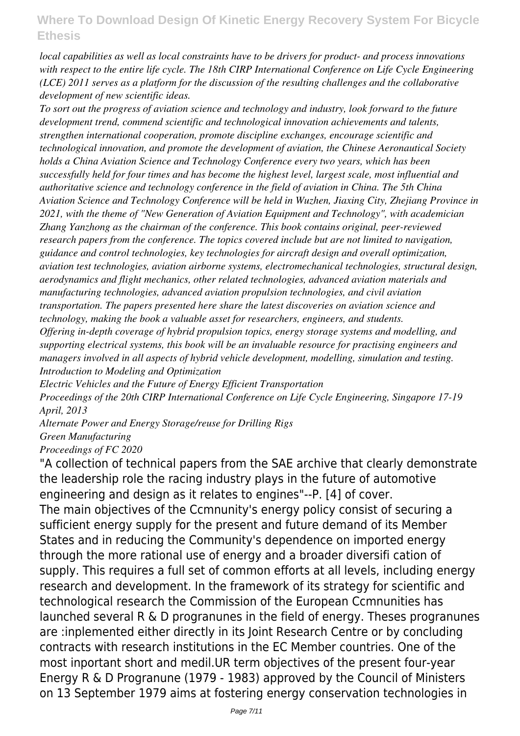*local capabilities as well as local constraints have to be drivers for product- and process innovations with respect to the entire life cycle. The 18th CIRP International Conference on Life Cycle Engineering (LCE) 2011 serves as a platform for the discussion of the resulting challenges and the collaborative development of new scientific ideas.*

*To sort out the progress of aviation science and technology and industry, look forward to the future development trend, commend scientific and technological innovation achievements and talents, strengthen international cooperation, promote discipline exchanges, encourage scientific and technological innovation, and promote the development of aviation, the Chinese Aeronautical Society holds a China Aviation Science and Technology Conference every two years, which has been successfully held for four times and has become the highest level, largest scale, most influential and authoritative science and technology conference in the field of aviation in China. The 5th China Aviation Science and Technology Conference will be held in Wuzhen, Jiaxing City, Zhejiang Province in 2021, with the theme of "New Generation of Aviation Equipment and Technology", with academician Zhang Yanzhong as the chairman of the conference. This book contains original, peer-reviewed research papers from the conference. The topics covered include but are not limited to navigation, guidance and control technologies, key technologies for aircraft design and overall optimization, aviation test technologies, aviation airborne systems, electromechanical technologies, structural design, aerodynamics and flight mechanics, other related technologies, advanced aviation materials and manufacturing technologies, advanced aviation propulsion technologies, and civil aviation transportation. The papers presented here share the latest discoveries on aviation science and technology, making the book a valuable asset for researchers, engineers, and students.*

*Offering in-depth coverage of hybrid propulsion topics, energy storage systems and modelling, and supporting electrical systems, this book will be an invaluable resource for practising engineers and managers involved in all aspects of hybrid vehicle development, modelling, simulation and testing.*

*Introduction to Modeling and Optimization*

*Electric Vehicles and the Future of Energy Efficient Transportation*

*Proceedings of the 20th CIRP International Conference on Life Cycle Engineering, Singapore 17-19 April, 2013*

*Alternate Power and Energy Storage/reuse for Drilling Rigs*

*Green Manufacturing*

*Proceedings of FC 2020*

"A collection of technical papers from the SAE archive that clearly demonstrate the leadership role the racing industry plays in the future of automotive engineering and design as it relates to engines"--P. [4] of cover.

The main objectives of the Ccmnunity's energy policy consist of securing a sufficient energy supply for the present and future demand of its Member States and in reducing the Community's dependence on imported energy through the more rational use of energy and a broader diversifi cation of supply. This requires a full set of common efforts at all levels, including energy research and development. In the framework of its strategy for scientific and technological research the Commission of the European Ccmnunities has launched several R & D progranunes in the field of energy. Theses progranunes are :inplemented either directly in its Joint Research Centre or by concluding contracts with research institutions in the EC Member countries. One of the most inportant short and medil.UR term objectives of the present four-year Energy R & D Progranune (1979 - 1983) approved by the Council of Ministers on 13 September 1979 aims at fostering energy conservation technologies in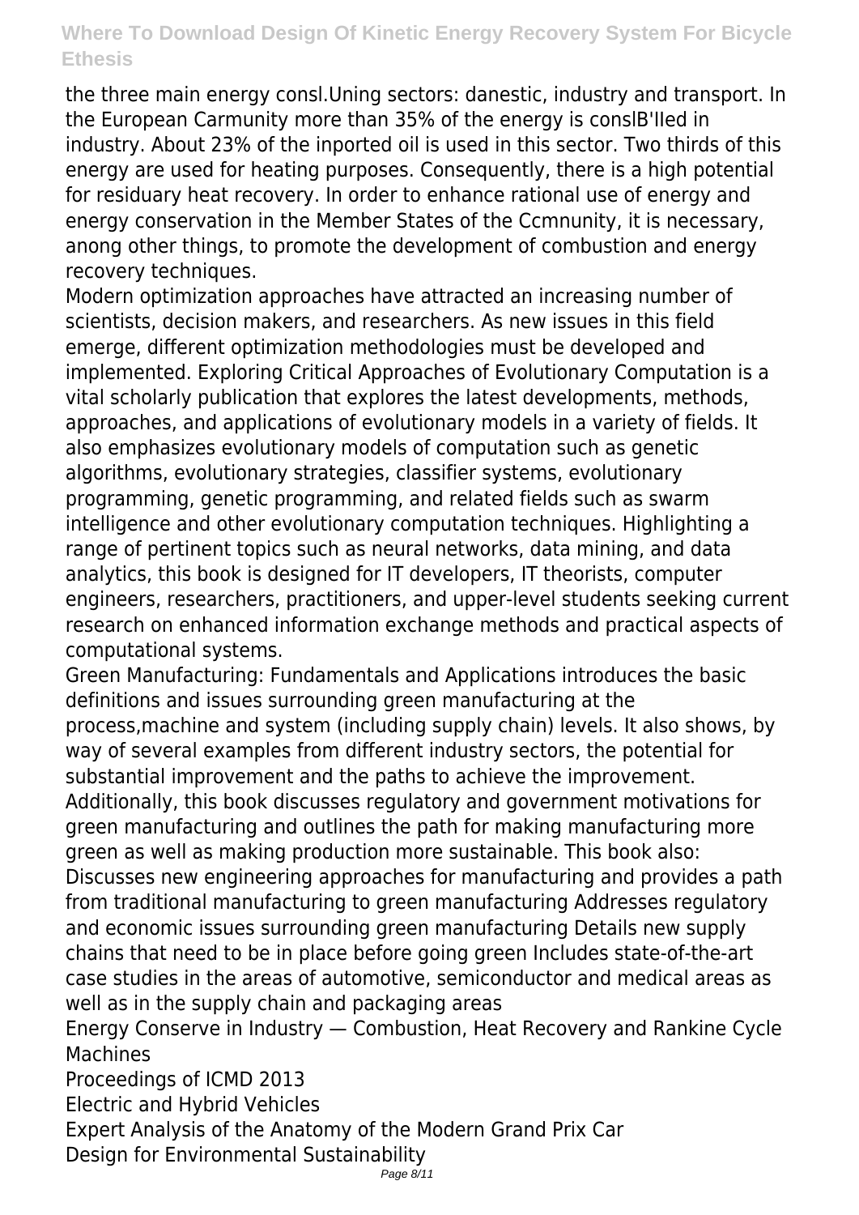the three main energy consl.Uning sectors: danestic, industry and transport. In the European Carmunity more than 35% of the energy is conslB'IIed in industry. About 23% of the inported oil is used in this sector. Two thirds of this energy are used for heating purposes. Consequently, there is a high potential for residuary heat recovery. In order to enhance rational use of energy and energy conservation in the Member States of the Ccmnunity, it is necessary, anong other things, to promote the development of combustion and energy recovery techniques.

Modern optimization approaches have attracted an increasing number of scientists, decision makers, and researchers. As new issues in this field emerge, different optimization methodologies must be developed and implemented. Exploring Critical Approaches of Evolutionary Computation is a vital scholarly publication that explores the latest developments, methods, approaches, and applications of evolutionary models in a variety of fields. It also emphasizes evolutionary models of computation such as genetic algorithms, evolutionary strategies, classifier systems, evolutionary programming, genetic programming, and related fields such as swarm intelligence and other evolutionary computation techniques. Highlighting a range of pertinent topics such as neural networks, data mining, and data analytics, this book is designed for IT developers, IT theorists, computer engineers, researchers, practitioners, and upper-level students seeking current research on enhanced information exchange methods and practical aspects of computational systems.

Green Manufacturing: Fundamentals and Applications introduces the basic definitions and issues surrounding green manufacturing at the process,machine and system (including supply chain) levels. It also shows, by way of several examples from different industry sectors, the potential for substantial improvement and the paths to achieve the improvement. Additionally, this book discusses regulatory and government motivations for green manufacturing and outlines the path for making manufacturing more green as well as making production more sustainable. This book also: Discusses new engineering approaches for manufacturing and provides a path from traditional manufacturing to green manufacturing Addresses regulatory and economic issues surrounding green manufacturing Details new supply chains that need to be in place before going green Includes state-of-the-art case studies in the areas of automotive, semiconductor and medical areas as well as in the supply chain and packaging areas

Energy Conserve in Industry — Combustion, Heat Recovery and Rankine Cycle Machines

Proceedings of ICMD 2013

Electric and Hybrid Vehicles

Expert Analysis of the Anatomy of the Modern Grand Prix Car

Design for Environmental Sustainability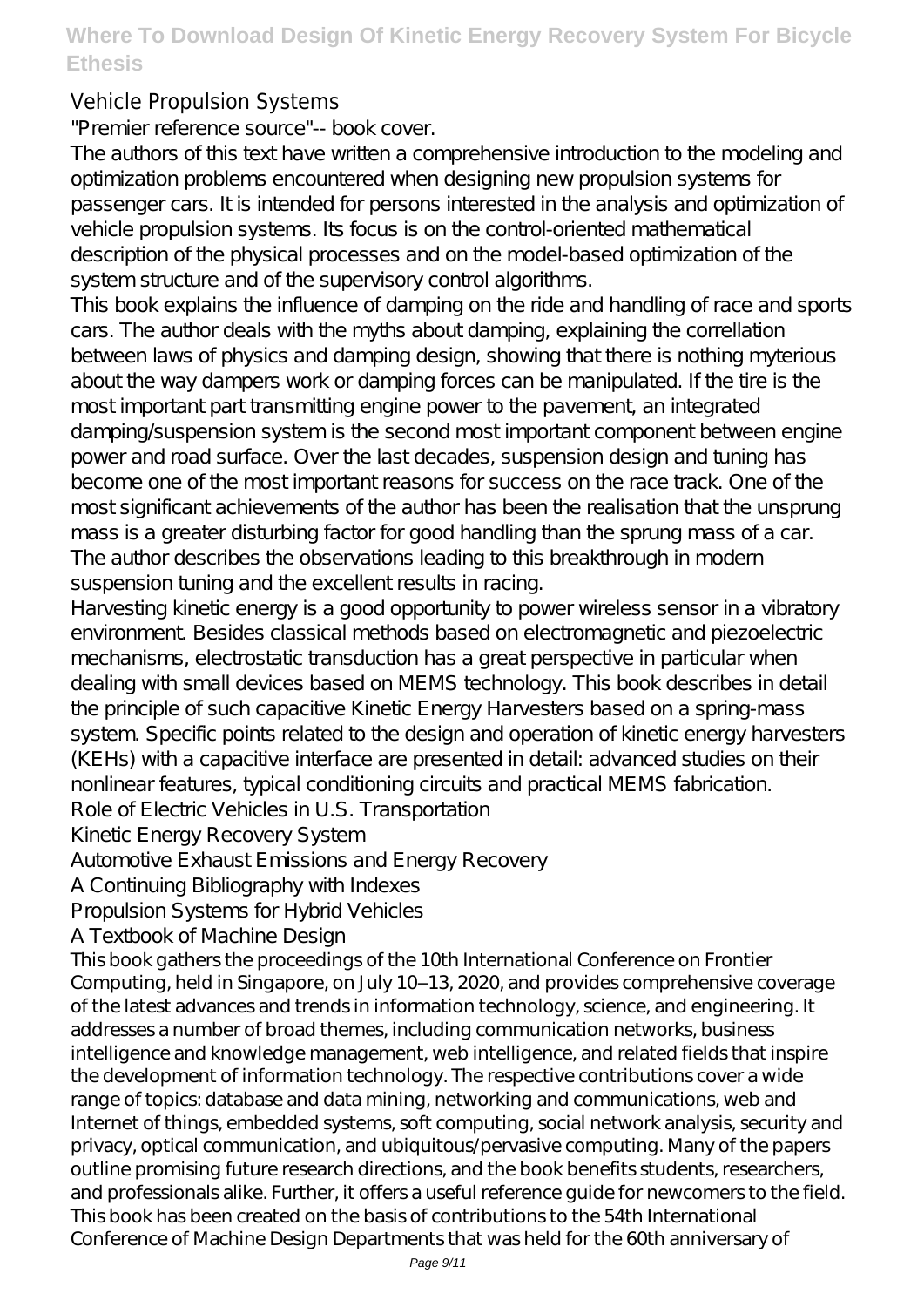Vehicle Propulsion Systems

"Premier reference source"-- book cover.

The authors of this text have written a comprehensive introduction to the modeling and optimization problems encountered when designing new propulsion systems for passenger cars. It is intended for persons interested in the analysis and optimization of vehicle propulsion systems. Its focus is on the control-oriented mathematical description of the physical processes and on the model-based optimization of the system structure and of the supervisory control algorithms.

This book explains the influence of damping on the ride and handling of race and sports cars. The author deals with the myths about damping, explaining the correllation between laws of physics and damping design, showing that there is nothing myterious about the way dampers work or damping forces can be manipulated. If the tire is the most important part transmitting engine power to the pavement, an integrated damping/suspension system is the second most important component between engine power and road surface. Over the last decades, suspension design and tuning has become one of the most important reasons for success on the race track. One of the most significant achievements of the author has been the realisation that the unsprung mass is a greater disturbing factor for good handling than the sprung mass of a car. The author describes the observations leading to this breakthrough in modern suspension tuning and the excellent results in racing.

Harvesting kinetic energy is a good opportunity to power wireless sensor in a vibratory environment. Besides classical methods based on electromagnetic and piezoelectric mechanisms, electrostatic transduction has a great perspective in particular when dealing with small devices based on MEMS technology. This book describes in detail the principle of such capacitive Kinetic Energy Harvesters based on a spring-mass system. Specific points related to the design and operation of kinetic energy harvesters (KEHs) with a capacitive interface are presented in detail: advanced studies on their nonlinear features, typical conditioning circuits and practical MEMS fabrication.

Role of Electric Vehicles in U.S. Transportation

Kinetic Energy Recovery System

Automotive Exhaust Emissions and Energy Recovery

A Continuing Bibliography with Indexes

Propulsion Systems for Hybrid Vehicles

A Textbook of Machine Design

This book gathers the proceedings of the 10th International Conference on Frontier Computing, held in Singapore, on July 10–13, 2020, and provides comprehensive coverage of the latest advances and trends in information technology, science, and engineering. It addresses a number of broad themes, including communication networks, business intelligence and knowledge management, web intelligence, and related fields that inspire the development of information technology. The respective contributions cover a wide range of topics: database and data mining, networking and communications, web and Internet of things, embedded systems, soft computing, social network analysis, security and privacy, optical communication, and ubiquitous/pervasive computing. Many of the papers outline promising future research directions, and the book benefits students, researchers, and professionals alike. Further, it offers a useful reference guide for newcomers to the field.

This book has been created on the basis of contributions to the 54th International Conference of Machine Design Departments that was held for the 60th anniversary of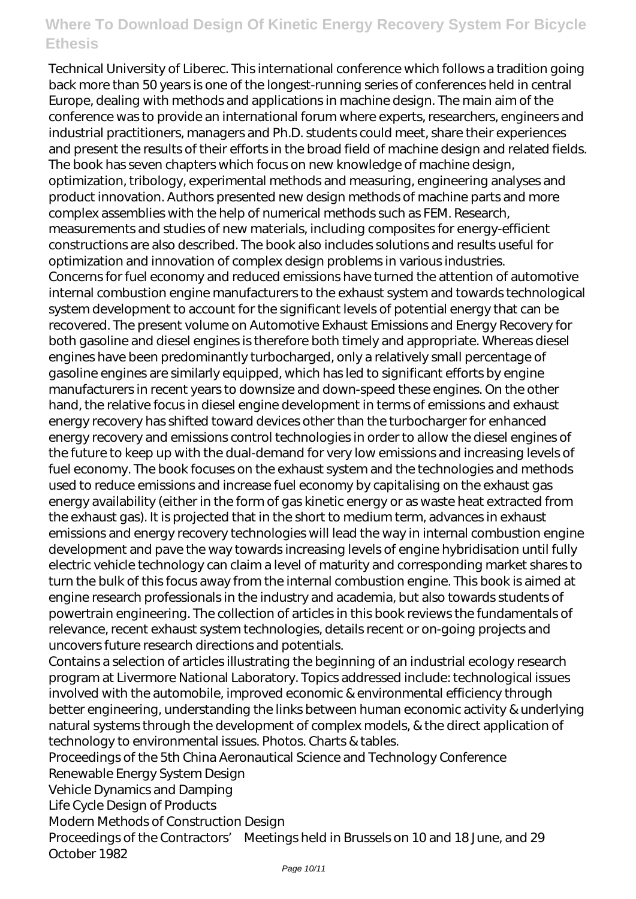Technical University of Liberec. This international conference which follows a tradition going back more than 50 years is one of the longest-running series of conferences held in central Europe, dealing with methods and applications in machine design. The main aim of the conference was to provide an international forum where experts, researchers, engineers and industrial practitioners, managers and Ph.D. students could meet, share their experiences and present the results of their efforts in the broad field of machine design and related fields. The book has seven chapters which focus on new knowledge of machine design, optimization, tribology, experimental methods and measuring, engineering analyses and product innovation. Authors presented new design methods of machine parts and more complex assemblies with the help of numerical methods such as FEM. Research, measurements and studies of new materials, including composites for energy-efficient constructions are also described. The book also includes solutions and results useful for optimization and innovation of complex design problems in various industries.

Concerns for fuel economy and reduced emissions have turned the attention of automotive internal combustion engine manufacturers to the exhaust system and towards technological system development to account for the significant levels of potential energy that can be recovered. The present volume on Automotive Exhaust Emissions and Energy Recovery for both gasoline and diesel engines is therefore both timely and appropriate. Whereas diesel engines have been predominantly turbocharged, only a relatively small percentage of gasoline engines are similarly equipped, which has led to significant efforts by engine manufacturers in recent years to downsize and down-speed these engines. On the other hand, the relative focus in diesel engine development in terms of emissions and exhaust energy recovery has shifted toward devices other than the turbocharger for enhanced energy recovery and emissions control technologies in order to allow the diesel engines of the future to keep up with the dual-demand for very low emissions and increasing levels of fuel economy. The book focuses on the exhaust system and the technologies and methods used to reduce emissions and increase fuel economy by capitalising on the exhaust gas energy availability (either in the form of gas kinetic energy or as waste heat extracted from the exhaust gas). It is projected that in the short to medium term, advances in exhaust emissions and energy recovery technologies will lead the way in internal combustion engine development and pave the way towards increasing levels of engine hybridisation until fully electric vehicle technology can claim a level of maturity and corresponding market shares to turn the bulk of this focus away from the internal combustion engine. This book is aimed at engine research professionals in the industry and academia, but also towards students of powertrain engineering. The collection of articles in this book reviews the fundamentals of relevance, recent exhaust system technologies, details recent or on-going projects and uncovers future research directions and potentials.

Contains a selection of articles illustrating the beginning of an industrial ecology research program at Livermore National Laboratory. Topics addressed include: technological issues involved with the automobile, improved economic & environmental efficiency through better engineering, understanding the links between human economic activity & underlying natural systems through the development of complex models, & the direct application of technology to environmental issues. Photos. Charts & tables.

Proceedings of the 5th China Aeronautical Science and Technology Conference

Renewable Energy System Design

Vehicle Dynamics and Damping

Life Cycle Design of Products

Modern Methods of Construction Design

Proceedings of the Contractors' Meetings held in Brussels on 10 and 18 June, and 29 October 1982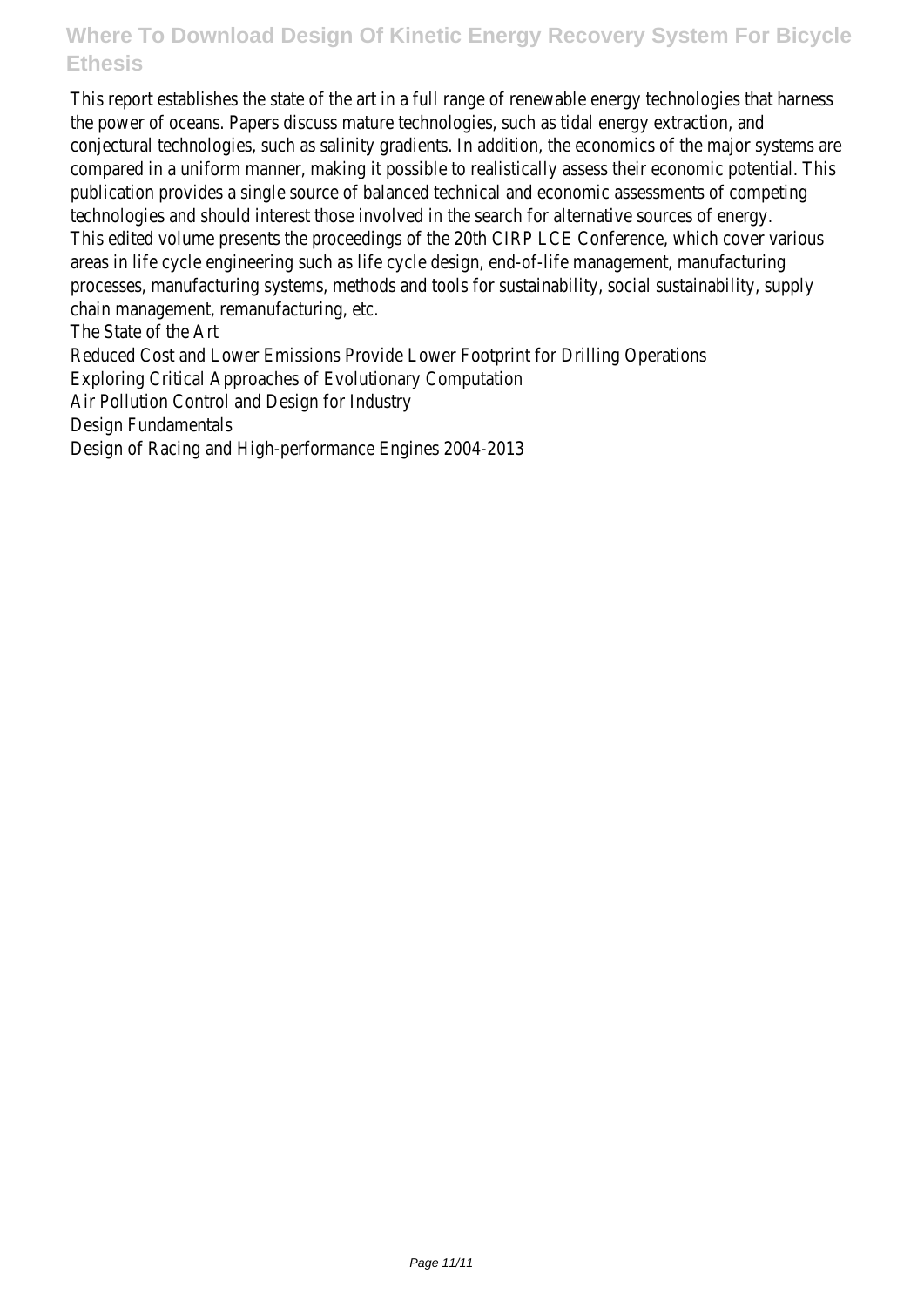This report establishes the state of the art in a full range of renewable energy technologies that harness the power of oceans. Papers discuss mature technologies, such as tidal energy extraction, and conjectural technologies, such as salinity gradients. In addition, the economics of the major systems are compared in a uniform manner, making it possible to realistically assess their economic potential. This publication provides a single source of balanced technical and economic assessments of competing technologies and should interest those involved in the search for alternative sources of energy.

This edited volume presents the proceedings of the 20th CIRP LCE Conference, which cover various areas in life cycle engineering such as life cycle design, end-of-life management, manufacturing processes, manufacturing systems, methods and tools for sustainability, social sustainability, supply chain management, remanufacturing, etc.

The State of the Art

Reduced Cost and Lower Emissions Provide Lower Footprint for Drilling Operations

Exploring Critical Approaches of Evolutionary Computation

Air Pollution Control and Design for Industry

Design Fundamentals

Design of Racing and High-performance Engines 2004-2013